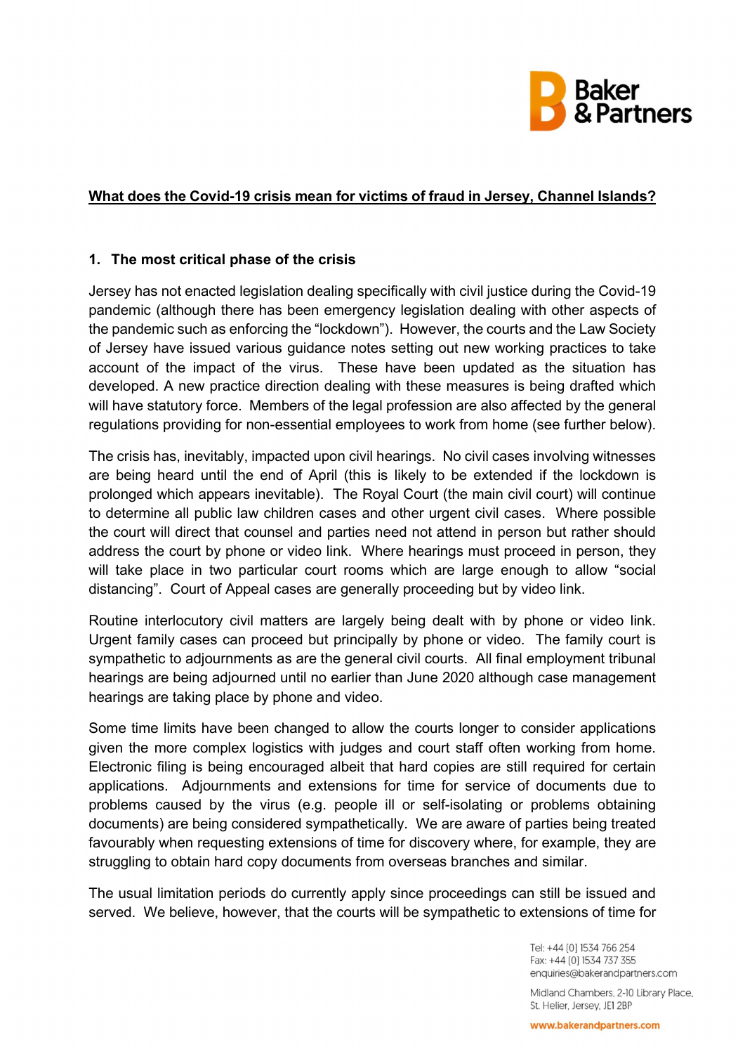## What does the Covid-19 crisis mean for victims of fraud in Jersey, Channel Islands?

### 1. The most critical phase of the crisis

Jersey has not enacted legislation dealing specifically with civil justice during the Covid-19 pandemic (although there has been emergency legislation dealing with other aspects of the pandemic such as enforcing the "lockdown"). However, the courts and the Law Society of Jersey have issued various guidance notes setting out new working practices to take account of the impact of the virus. These have been updated as the situation has developed. A new practice direction dealing with these measures is being drafted which will have statutory force. Members of the legal profession are also affected by the general regulations providing for non-essential employees to work from home (see further below).

The crisis has, inevitably, impacted upon civil hearings. No civil cases involving witnesses are being heard until the end of April (this is likely to be extended if the lockdown is prolonged which appears inevitable). The Royal Court (the main civil court) will continue to determine all public law children cases and other urgent civil cases. Where possible the court will direct that counsel and parties need not attend in person but rather should address the court by phone or video link. Where hearings must proceed in person, they will take place in two particular court rooms which are large enough to allow "social distancing". Court of Appeal cases are generally proceeding but by video link.

Routine interlocutory civil matters are largely being dealt with by phone or video link. Urgent family cases can proceed but principally by phone or video. The family court is sympathetic to adjournments as are the general civil courts. All final employment tribunal hearings are being adjourned until no earlier than June 2020 although case management hearings are taking place by phone and video.

Some time limits have been changed to allow the courts longer to consider applications given the more complex logistics with judges and court staff often working from home. Electronic filing is being encouraged albeit that hard copies are still required for certain applications. Adjournments and extensions for time for service of documents due to problems caused by the virus (e.g. people ill or self-isolating or problems obtaining documents) are being considered sympathetically. We are aware of parties being treated favourably when requesting extensions of time for discovery where, for example, they are struggling to obtain hard copy documents from overseas branches and similar.

The usual limitation periods do currently apply since proceedings can still be issued and served. We believe, however, that the courts will be sympathetic to extensions of time for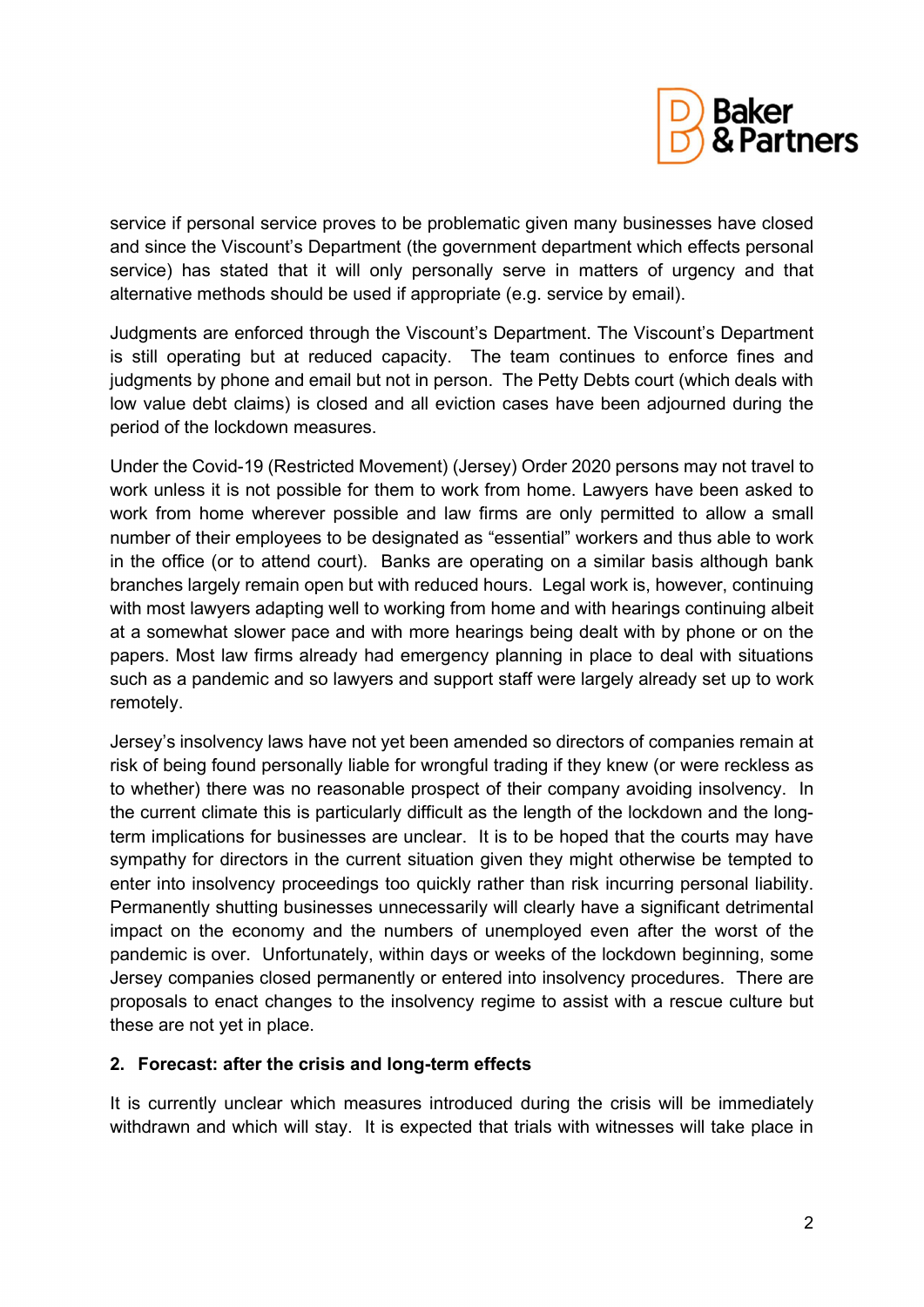service if personal service proves to be problematic given many businesses have closed and since the Viscount's Department (the government department which effects personal service) has stated that it will only personally serve in matters of urgency and that alternative methods should be used if appropriate (e.g. service by email).

Judgments are enforced through the Viscount's Department. The Viscount's Department is still operating but at reduced capacity. The team continues to enforce fines and judgments by phone and email but not in person. The Petty Debts court (which deals with low value debt claims) is closed and all eviction cases have been adjourned during the period of the lockdown measures.

Under the Covid-19 (Restricted Movement) (Jersey) Order 2020 persons may not travel to work unless it is not possible for them to work from home. Lawyers have been asked to work from home wherever possible and law firms are only permitted to allow a small number of their employees to be designated as "essential" workers and thus able to work in the office (or to attend court). Banks are operating on a similar basis although bank branches largely remain open but with reduced hours. Legal work is, however, continuing with most lawyers adapting well to working from home and with hearings continuing albeit at a somewhat slower pace and with more hearings being dealt with by phone or on the papers. Most law firms already had emergency planning in place to deal with situations such as a pandemic and so lawyers and support staff were largely already set up to work remotely.

Jersey's insolvency laws have not yet been amended so directors of companies remain at risk of being found personally liable for wrongful trading if they knew (or were reckless as to whether) there was no reasonable prospect of their company avoiding insolvency. In the current climate this is particularly difficult as the length of the lockdown and the long-term implications for businesses are unclear. It is to be hoped that the courts may have sympathy for directors in the current situation given they might otherwise be tempted to enter into insolvency proceedings too quickly rather than risk incurring personal liability. Permanently shutting businesses unnecessarily will clearly have a significant detrimental impact on the economy and the numbers of unemployed even after the worst of the pandemic is over. Unfortunately, within days or weeks of the lockdown beginning, some Jersey companies closed permanently or entered into insolvency procedures. There are proposals to enact changes to the insolvency regime to assist with a rescue culture but these are not yet in place.

## 2. Forecast: after the crisis and long-term effects

It is currently unclear which measures introduced during the crisis will be immediately withdrawn and which will stay. It is expected that trials with witnesses will take place in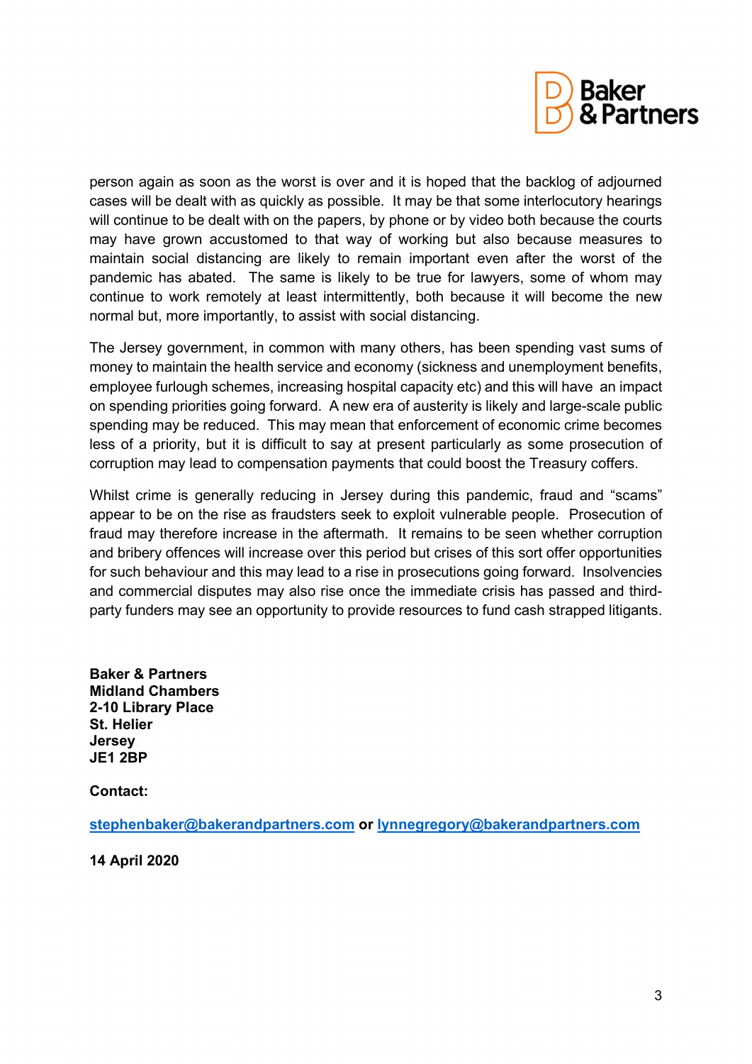person again as soon as the worst is over and it is hoped that the backlog of adjourned cases will be dealt with as quickly as possible. It may be that some interlocutory hearings will continue to be dealt with on the papers, by phone or by video both because the courts may have grown accustomed to that way of working but also because measures to maintain social distancing are likely to remain important even after the worst of the pandemic has abated. The same is likely to be true for lawyers, some of whom may continue to work remotely at least intermittently, both because it will become the new normal but, more importantly, to assist with social distancing.

The Jersey government, in common with many others, has been spending vast sums of money to maintain the health service and economy (sickness and unemployment benefits, employee furlough schemes, increasing hospital capacity etc) and this will have an impact on spending priorities going forward. A new era of austerity is likely and large-scale public spending may be reduced. This may mean that enforcement of economic crime becomes less of a priority, but it is difficult to say at present particularly as some prosecution of corruption may lead to compensation payments that could boost the Treasury coffers.

Whilst crime is generally reducing in Jersey during this pandemic, fraud and "scams" appear to be on the rise as fraudsters seek to exploit vulnerable people. Prosecution of fraud may therefore increase in the aftermath. It remains to be seen whether corruption and bribery offences will increase over this period but crises of this sort offer opportunities for such behaviour and this may lead to a rise in prosecutions going forward. Insolvencies and commercial disputes may also rise once the immediate crisis has passed and third-party funders may see an opportunity to provide resources to fund cash strapped litigants.

**Baker & Partners**
**Midland Chambers**
**2-10 Library Place**
**St. Helier**
**Jersey**
**JE1 2BP**

**Contact:**

**stephenbaker@bakerandpartners.com or lynnegregory@bakerandpartners.com**

**14 April 2020**